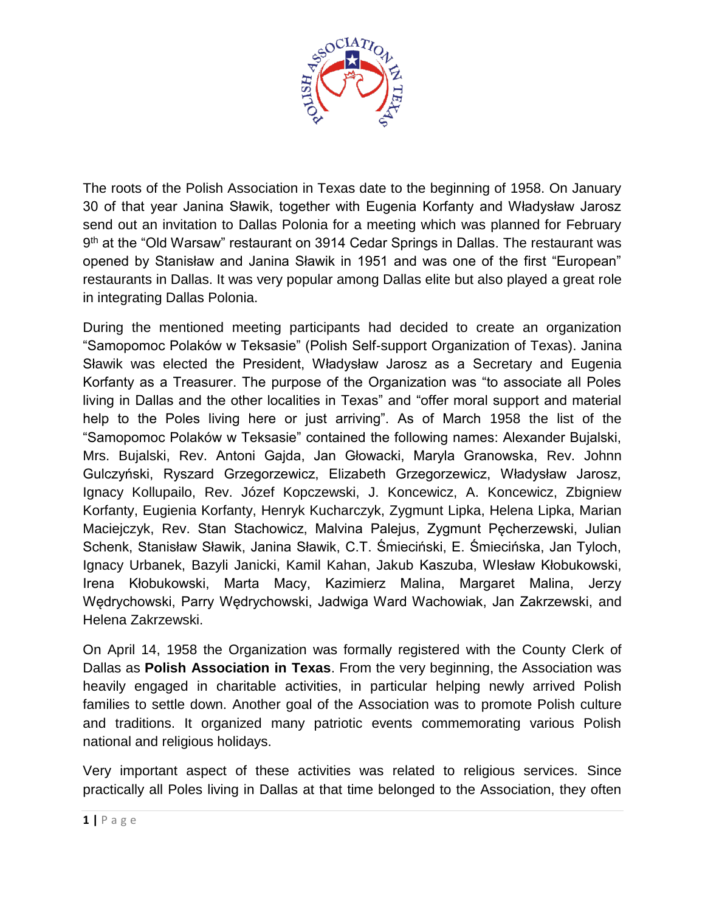The roots of the Polish Association in Texas date to the beginning of 1958. On January 30 of that year Janina Sławik, together with Eugenia Korfanty and Władysław Jarosz send out an invitation to Dallas Polonia for a meeting which was planned for February 9th at the "Old Warsaw" restaurant on 3914 Cedar Springs in Dallas. The restaurant was opened by Stanisław and Janina Sławik in 1951 and was one of the first "European" restaurants in Dallas. It was very popular among Dallas elite but also played a great role in integrating Dallas Polonia.

During the mentioned meeting participants had decided to create an organization "Samopomoc Polaków w Teksasie" (Polish Self-support Organization of Texas). Janina Sławik was elected the President, Władysław Jarosz as a Secretary and Eugenia Korfanty as a Treasurer. The purpose of the Organization was "to associate all Poles living in Dallas and the other localities in Texas" and "offer moral support and material help to the Poles living here or just arriving". As of March 1958 the list of the "Samopomoc Polaków w Teksasie" contained the following names: Alexander Bujalski, Mrs. Bujalski, Rev. Antoni Gajda, Jan Głowacki, Maryla Granowska, Rev. Johnn Gulczyński, Ryszard Grzegorzewicz, Elizabeth Grzegorzewicz, Władysław Jarosz, Ignacy Kollupailo, Rev. Józef Kopczewski, J. Koncewicz, A. Koncewicz, Zbigniew Korfanty, Eugienia Korfanty, Henryk Kucharczyk, Zygmunt Lipka, Helena Lipka, Marian Maciejczyk, Rev. Stan Stachowicz, Malvina Palejus, Zygmunt Pęcherzewski, Julian Schenk, Stanisław Sławik, Janina Sławik, C.T. Śmieciński, E. Śmiecińska, Jan Tyloch, Ignacy Urbanek, Bazyli Janicki, Kamil Kahan, Jakub Kaszuba, Wlesław Kłobukowski, Irena Kłobukowski, Marta Macy, Kazimierz Malina, Margaret Malina, Jerzy Wędrychowski, Parry Wędrychowski, Jadwiga Ward Wachowiak, Jan Zakrzewski, and Helena Zakrzewski.

On April 14, 1958 the Organization was formally registered with the County Clerk of Dallas as **Polish Association in Texas**. From the very beginning, the Association was heavily engaged in charitable activities, in particular helping newly arrived Polish families to settle down. Another goal of the Association was to promote Polish culture and traditions. It organized many patriotic events commemorating various Polish national and religious holidays.

Very important aspect of these activities was related to religious services. Since practically all Poles living in Dallas at that time belonged to the Association, they often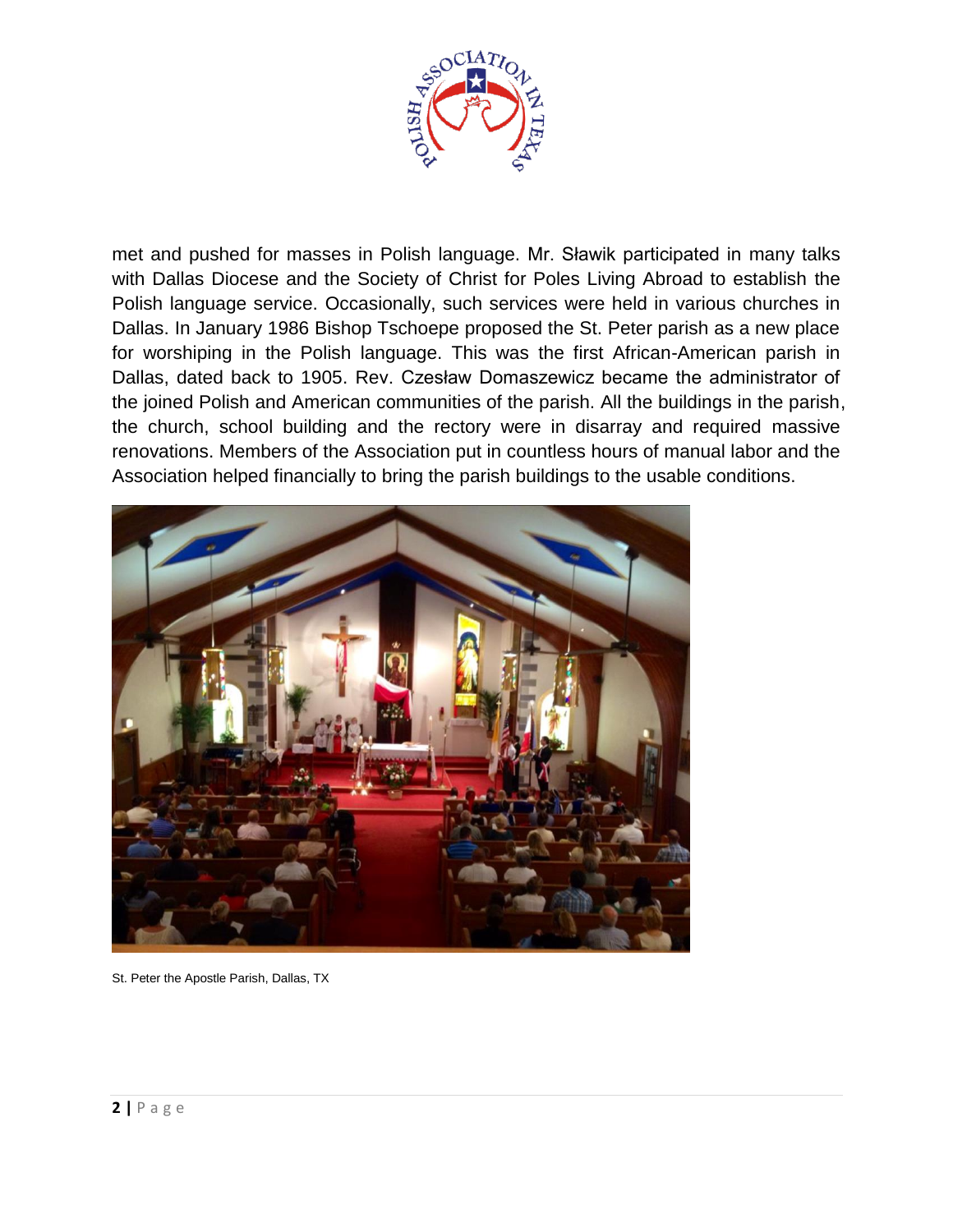met and pushed for masses in Polish language. Mr. Sławik participated in many talks with Dallas Diocese and the Society of Christ for Poles Living Abroad to establish the Polish language service. Occasionally, such services were held in various churches in Dallas. In January 1986 Bishop Tschoepe proposed the St. Peter parish as a new place for worshiping in the Polish language. This was the first African-American parish in Dallas, dated back to 1905. Rev. Czesław Domaszewicz became the administrator of the joined Polish and American communities of the parish. All the buildings in the parish, the church, school building and the rectory were in disarray and required massive renovations. Members of the Association put in countless hours of manual labor and the Association helped financially to bring the parish buildings to the usable conditions.

St. Peter the Apostle Parish, Dallas, TX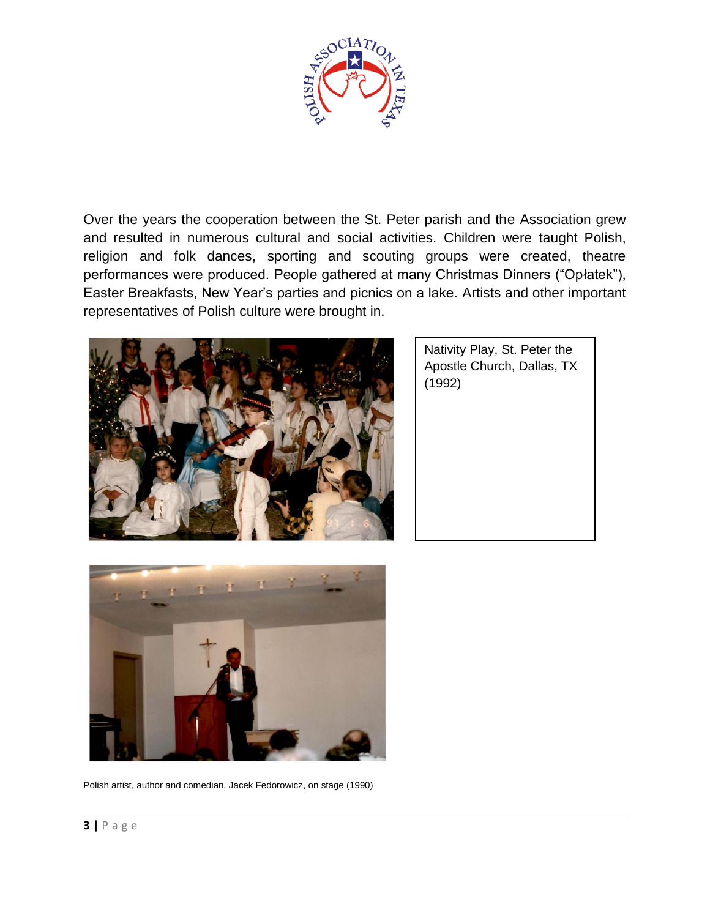Over the years the cooperation between the St. Peter parish and the Association grew and resulted in numerous cultural and social activities. Children were taught Polish, religion and folk dances, sporting and scouting groups were created, theatre performances were produced. People gathered at many Christmas Dinners ("Opłatek"), Easter Breakfasts, New Year's parties and picnics on a lake. Artists and other important representatives of Polish culture were brought in.

Nativity Play, St. Peter the Apostle Church, Dallas, TX (1992)

Polish artist, author and comedian, Jacek Fedorowicz, on stage (1990)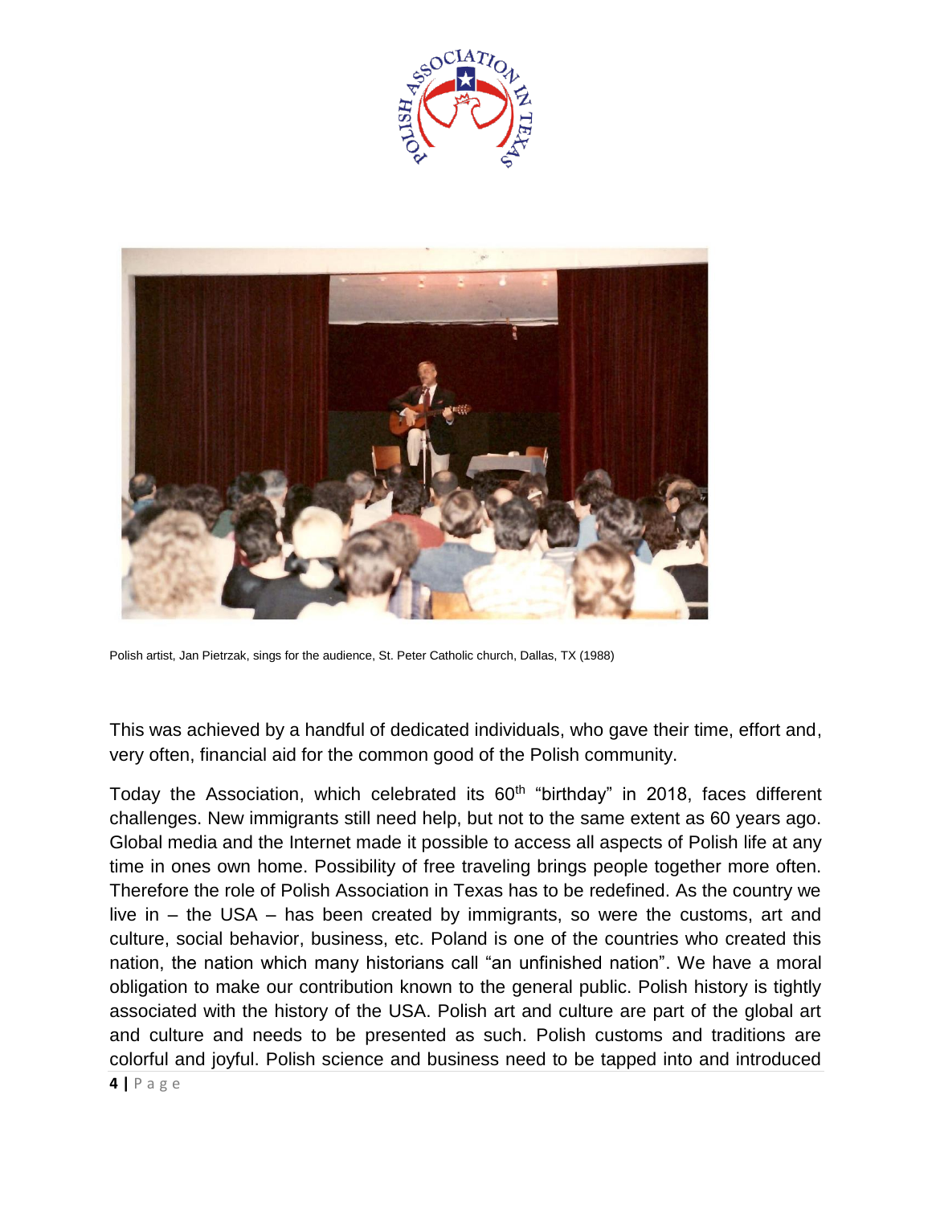Polish artist, Jan Pietrzak, sings for the audience, St. Peter Catholic church, Dallas, TX (1988)

This was achieved by a handful of dedicated individuals, who gave their time, effort and, very often, financial aid for the common good of the Polish community.

Today the Association, which celebrated its 60th "birthday" in 2018, faces different challenges. New immigrants still need help, but not to the same extent as 60 years ago. Global media and the Internet made it possible to access all aspects of Polish life at any time in ones own home. Possibility of free traveling brings people together more often. Therefore the role of Polish Association in Texas has to be redefined. As the country we live in – the USA – has been created by immigrants, so were the customs, art and culture, social behavior, business, etc. Poland is one of the countries who created this nation, the nation which many historians call "an unfinished nation". We have a moral obligation to make our contribution known to the general public. Polish history is tightly associated with the history of the USA. Polish art and culture are part of the global art and culture and needs to be presented as such. Polish customs and traditions are colorful and joyful. Polish science and business need to be tapped into and introduced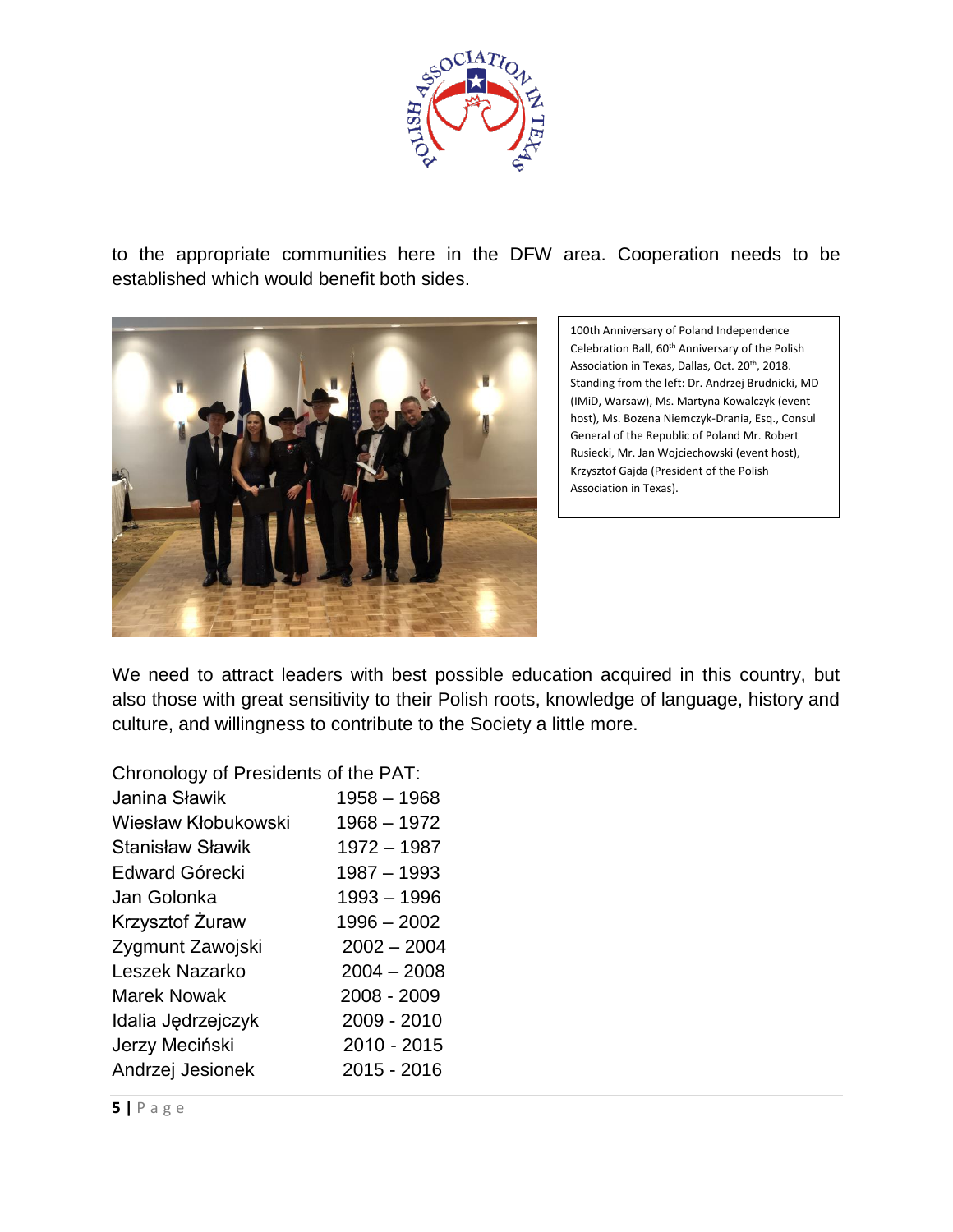to the appropriate communities here in the DFW area. Cooperation needs to be established which would benefit both sides.

100th Anniversary of Poland Independence Celebration Ball, 60th Anniversary of the Polish Association in Texas, Dallas, Oct. 20th, 2018. Standing from the left: Dr. Andrzej Brudnicki, MD (IMiD, Warsaw), Ms. Martyna Kowalczyk (event host), Ms. Bozena Niemczyk-Drania, Esq., Consul General of the Republic of Poland Mr. Robert Rusiecki, Mr. Jan Wojciechowski (event host), Krzysztof Gajda (President of the Polish Association in Texas).

We need to attract leaders with best possible education acquired in this country, but also those with great sensitivity to their Polish roots, knowledge of language, history and culture, and willingness to contribute to the Society a little more.

Chronology of Presidents of the PAT:

| | |
|---|---|
| Janina Sławik | 1958 – 1968 |
| Wiesław Kłobukowski | 1968 – 1972 |
| Stanisław Sławik | 1972 – 1987 |
| Edward Górecki | 1987 – 1993 |
| Jan Golonka | 1993 – 1996 |
| Krzysztof Żuraw | 1996 – 2002 |
| Zygmunt Zawojski | 2002 – 2004 |
| Leszek Nazarko | 2004 – 2008 |
| Marek Nowak | 2008 - 2009 |
| Idalia Jędrzejczyk | 2009 - 2010 |
| Jerzy Meciński | 2010 - 2015 |
| Andrzej Jesionek | 2015 - 2016 |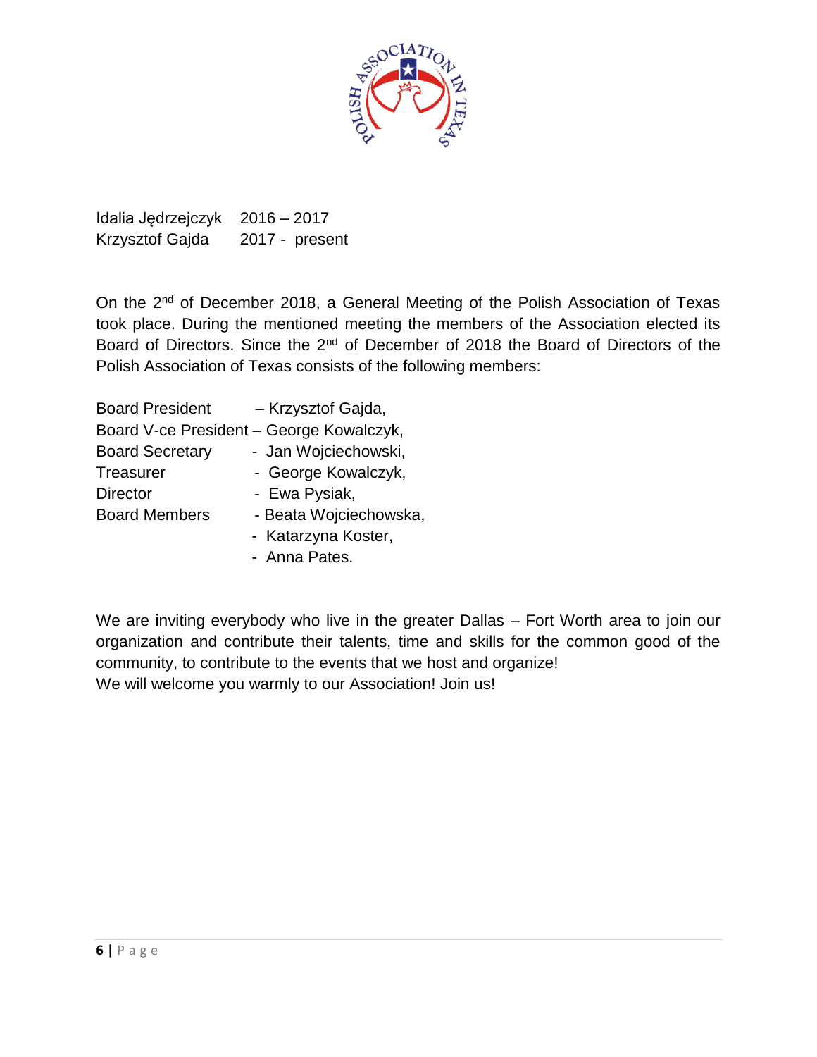Idalia Jędrzejczyk 2016 – 2017
Krzysztof Gajda 2017 - present

On the 2nd of December 2018, a General Meeting of the Polish Association of Texas took place. During the mentioned meeting the members of the Association elected its Board of Directors. Since the 2nd of December of 2018 the Board of Directors of the Polish Association of Texas consists of the following members:

Board President – Krzysztof Gajda,
Board V-ce President – George Kowalczyk,
Board Secretary - Jan Wojciechowski,
Treasurer - George Kowalczyk,
Director - Ewa Pysiak,
Board Members - Beata Wojciechowska,
- Katarzyna Koster,
- Anna Pates.

We are inviting everybody who live in the greater Dallas – Fort Worth area to join our organization and contribute their talents, time and skills for the common good of the community, to contribute to the events that we host and organize!
We will welcome you warmly to our Association! Join us!